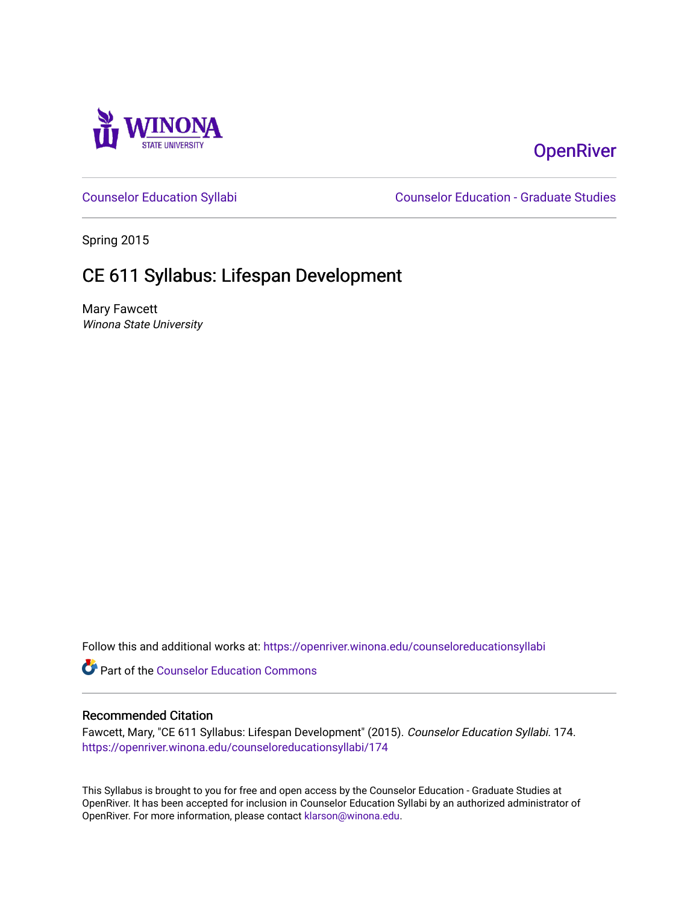Winona State University

OpenRiver

Counselor Education Syllabi

Counselor Education - Graduate Studies

Spring 2015

# CE 611 Syllabus: Lifespan Development

Mary Fawcett
*Winona State University*

Follow this and additional works at: https://openriver.winona.edu/counseloreducationsyllabi

Part of the Counselor Education Commons

## Recommended Citation

Fawcett, Mary, "CE 611 Syllabus: Lifespan Development" (2015). *Counselor Education Syllabi*. 174.
https://openriver.winona.edu/counseloreducationsyllabi/174

This Syllabus is brought to you for free and open access by the Counselor Education - Graduate Studies at OpenRiver. It has been accepted for inclusion in Counselor Education Syllabi by an authorized administrator of OpenRiver. For more information, please contact klarson@winona.edu.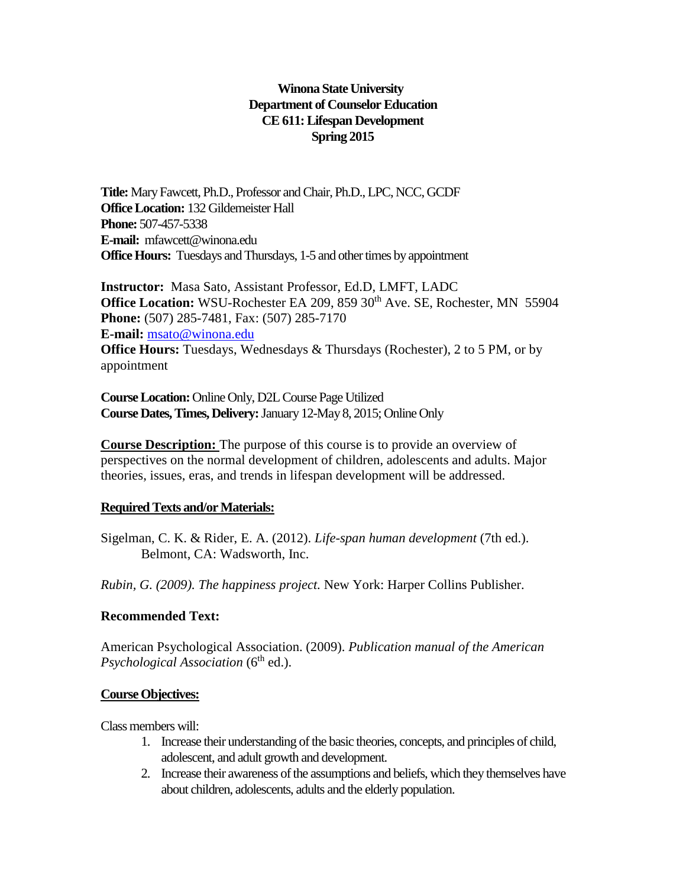**Winona State University**
**Department of Counselor Education**
**CE 611: Lifespan Development**
**Spring 2015**

**Title:** Mary Fawcett, Ph.D., Professor and Chair, Ph.D., LPC, NCC, GCDF
**Office Location:** 132 Gildemeister Hall
**Phone:** 507-457-5338
**E-mail:** mfawcett@winona.edu
**Office Hours:** Tuesdays and Thursdays, 1-5 and other times by appointment

**Instructor:** Masa Sato, Assistant Professor, Ed.D, LMFT, LADC
**Office Location:** WSU-Rochester EA 209, 859 30th Ave. SE, Rochester, MN 55904
**Phone:** (507) 285-7481, Fax: (507) 285-7170
**E-mail:** msato@winona.edu
**Office Hours:** Tuesdays, Wednesdays & Thursdays (Rochester), 2 to 5 PM, or by appointment

**Course Location:** Online Only, D2L Course Page Utilized
**Course Dates, Times, Delivery:** January 12-May 8, 2015; Online Only

**Course Description:** The purpose of this course is to provide an overview of perspectives on the normal development of children, adolescents and adults. Major theories, issues, eras, and trends in lifespan development will be addressed.

**Required Texts and/or Materials:**

Sigelman, C. K. & Rider, E. A. (2012). *Life-span human development* (7th ed.). Belmont, CA: Wadsworth, Inc.

*Rubin, G. (2009). The happiness project.* New York: Harper Collins Publisher.

**Recommended Text:**

American Psychological Association. (2009). *Publication manual of the American Psychological Association* (6th ed.).

**Course Objectives:**

Class members will:

1. Increase their understanding of the basic theories, concepts, and principles of child, adolescent, and adult growth and development.
2. Increase their awareness of the assumptions and beliefs, which they themselves have about children, adolescents, adults and the elderly population.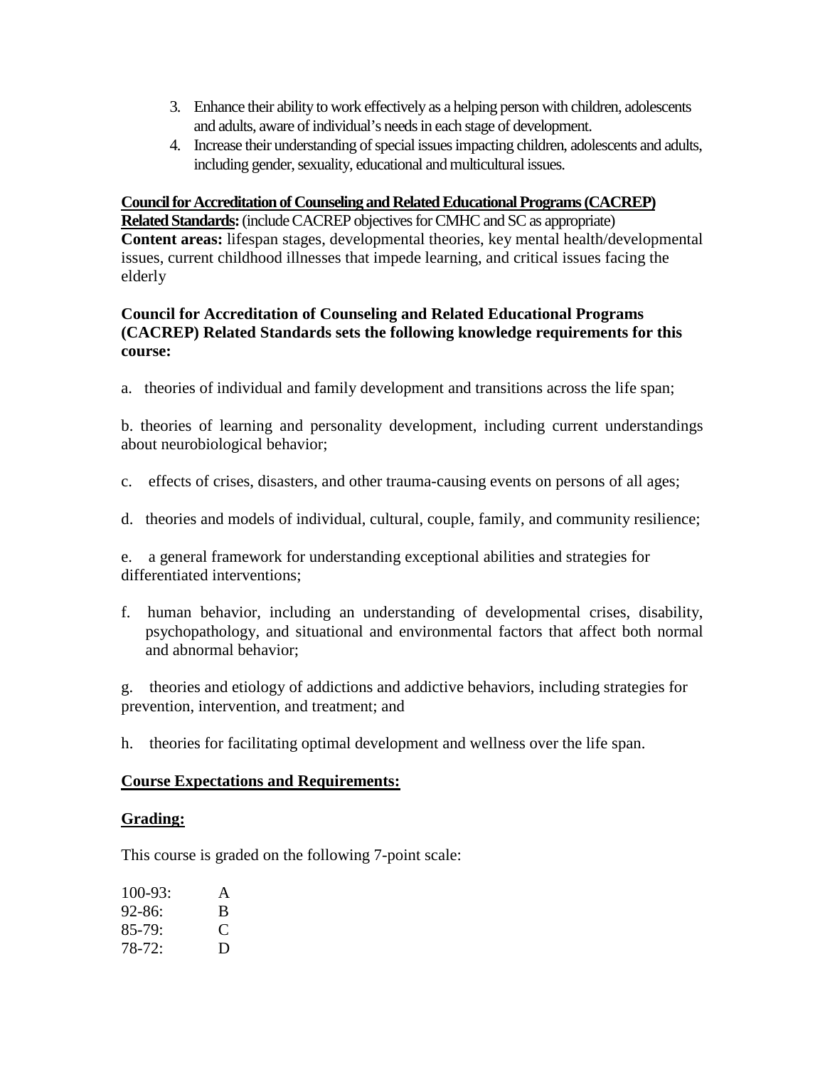3. Enhance their ability to work effectively as a helping person with children, adolescents and adults, aware of individual's needs in each stage of development.
4. Increase their understanding of special issues impacting children, adolescents and adults, including gender, sexuality, educational and multicultural issues.

**Council for Accreditation of Counseling and Related Educational Programs (CACREP) Related Standards:** (include CACREP objectives for CMHC and SC as appropriate)
**Content areas:** lifespan stages, developmental theories, key mental health/developmental issues, current childhood illnesses that impede learning, and critical issues facing the elderly

**Council for Accreditation of Counseling and Related Educational Programs (CACREP) Related Standards sets the following knowledge requirements for this course:**

a. theories of individual and family development and transitions across the life span;

b. theories of learning and personality development, including current understandings about neurobiological behavior;

c. effects of crises, disasters, and other trauma-causing events on persons of all ages;

d. theories and models of individual, cultural, couple, family, and community resilience;

e. a general framework for understanding exceptional abilities and strategies for differentiated interventions;

f. human behavior, including an understanding of developmental crises, disability, psychopathology, and situational and environmental factors that affect both normal and abnormal behavior;

g. theories and etiology of addictions and addictive behaviors, including strategies for prevention, intervention, and treatment; and

h. theories for facilitating optimal development and wellness over the life span.

## Course Expectations and Requirements:

### Grading:

This course is graded on the following 7-point scale:

| | |
|---|---|
| 100-93: | A |
| 92-86: | B |
| 85-79: | C |
| 78-72: | D |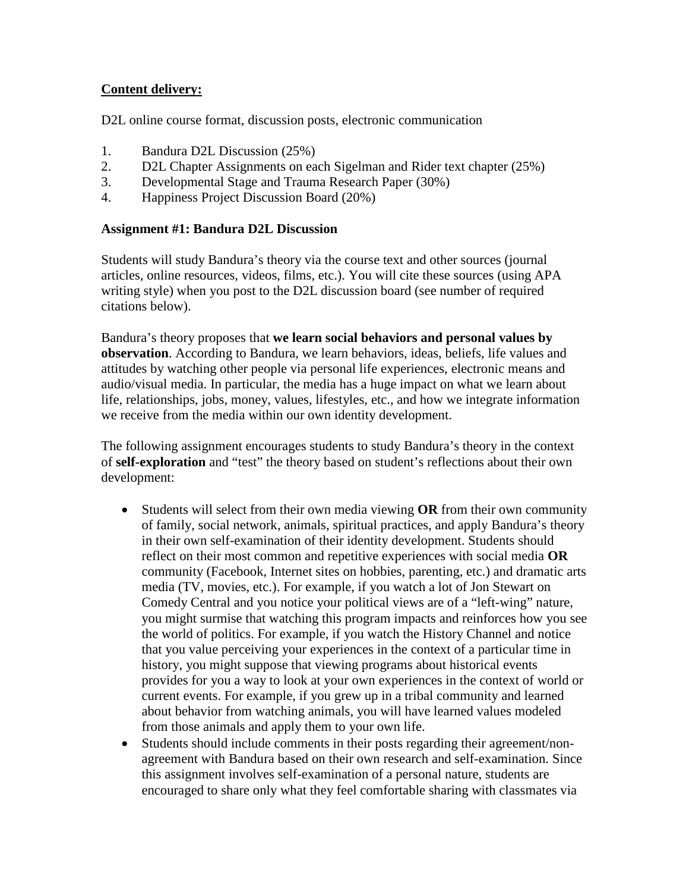**<u>Content delivery:</u>**

D2L online course format, discussion posts, electronic communication

1. Bandura D2L Discussion (25%)
2. D2L Chapter Assignments on each Sigelman and Rider text chapter (25%)
3. Developmental Stage and Trauma Research Paper (30%)
4. Happiness Project Discussion Board (20%)

**Assignment #1: Bandura D2L Discussion**

Students will study Bandura's theory via the course text and other sources (journal articles, online resources, videos, films, etc.). You will cite these sources (using APA writing style) when you post to the D2L discussion board (see number of required citations below).

Bandura's theory proposes that **we learn social behaviors and personal values by observation**. According to Bandura, we learn behaviors, ideas, beliefs, life values and attitudes by watching other people via personal life experiences, electronic means and audio/visual media. In particular, the media has a huge impact on what we learn about life, relationships, jobs, money, values, lifestyles, etc., and how we integrate information we receive from the media within our own identity development.

The following assignment encourages students to study Bandura's theory in the context of **self-exploration** and "test" the theory based on student's reflections about their own development:

- Students will select from their own media viewing **OR** from their own community of family, social network, animals, spiritual practices, and apply Bandura's theory in their own self-examination of their identity development. Students should reflect on their most common and repetitive experiences with social media **OR** community (Facebook, Internet sites on hobbies, parenting, etc.) and dramatic arts media (TV, movies, etc.). For example, if you watch a lot of Jon Stewart on Comedy Central and you notice your political views are of a "left-wing" nature, you might surmise that watching this program impacts and reinforces how you see the world of politics. For example, if you watch the History Channel and notice that you value perceiving your experiences in the context of a particular time in history, you might suppose that viewing programs about historical events provides for you a way to look at your own experiences in the context of world or current events. For example, if you grew up in a tribal community and learned about behavior from watching animals, you will have learned values modeled from those animals and apply them to your own life.
- Students should include comments in their posts regarding their agreement/non-agreement with Bandura based on their own research and self-examination. Since this assignment involves self-examination of a personal nature, students are encouraged to share only what they feel comfortable sharing with classmates via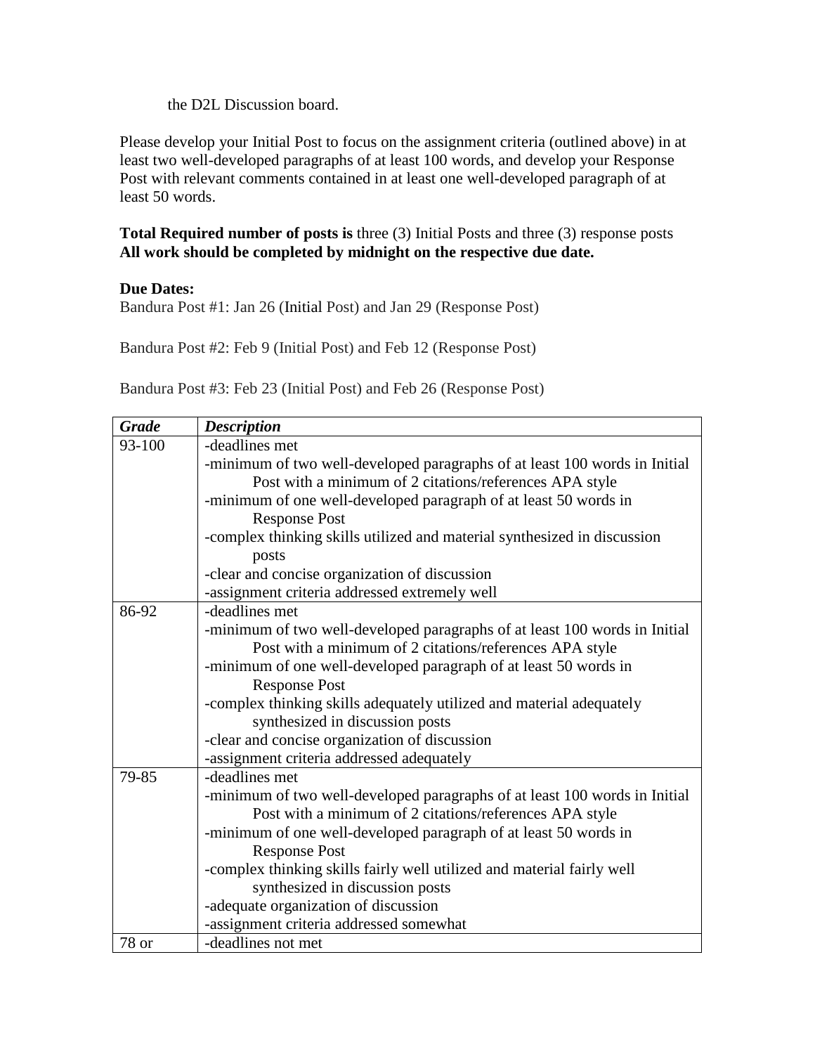the D2L Discussion board.

Please develop your Initial Post to focus on the assignment criteria (outlined above) in at least two well-developed paragraphs of at least 100 words, and develop your Response Post with relevant comments contained in at least one well-developed paragraph of at least 50 words.

**Total Required number of posts is** three (3) Initial Posts and three (3) response posts
**All work should be completed by midnight on the respective due date.**

**Due Dates:**
Bandura Post #1: Jan 26 (Initial Post) and Jan 29 (Response Post)

Bandura Post #2: Feb 9 (Initial Post) and Feb 12 (Response Post)

Bandura Post #3: Feb 23 (Initial Post) and Feb 26 (Response Post)

| ***Grade*** | ***Description*** |
|---|---|
| 93-100 | -deadlines met<br>-minimum of two well-developed paragraphs of at least 100 words in Initial Post with a minimum of 2 citations/references APA style<br>-minimum of one well-developed paragraph of at least 50 words in Response Post<br>-complex thinking skills utilized and material synthesized in discussion posts<br>-clear and concise organization of discussion<br>-assignment criteria addressed extremely well |
| 86-92 | -deadlines met<br>-minimum of two well-developed paragraphs of at least 100 words in Initial Post with a minimum of 2 citations/references APA style<br>-minimum of one well-developed paragraph of at least 50 words in Response Post<br>-complex thinking skills adequately utilized and material adequately synthesized in discussion posts<br>-clear and concise organization of discussion<br>-assignment criteria addressed adequately |
| 79-85 | -deadlines met<br>-minimum of two well-developed paragraphs of at least 100 words in Initial Post with a minimum of 2 citations/references APA style<br>-minimum of one well-developed paragraph of at least 50 words in Response Post<br>-complex thinking skills fairly well utilized and material fairly well synthesized in discussion posts<br>-adequate organization of discussion<br>-assignment criteria addressed somewhat |
| 78 or | -deadlines not met |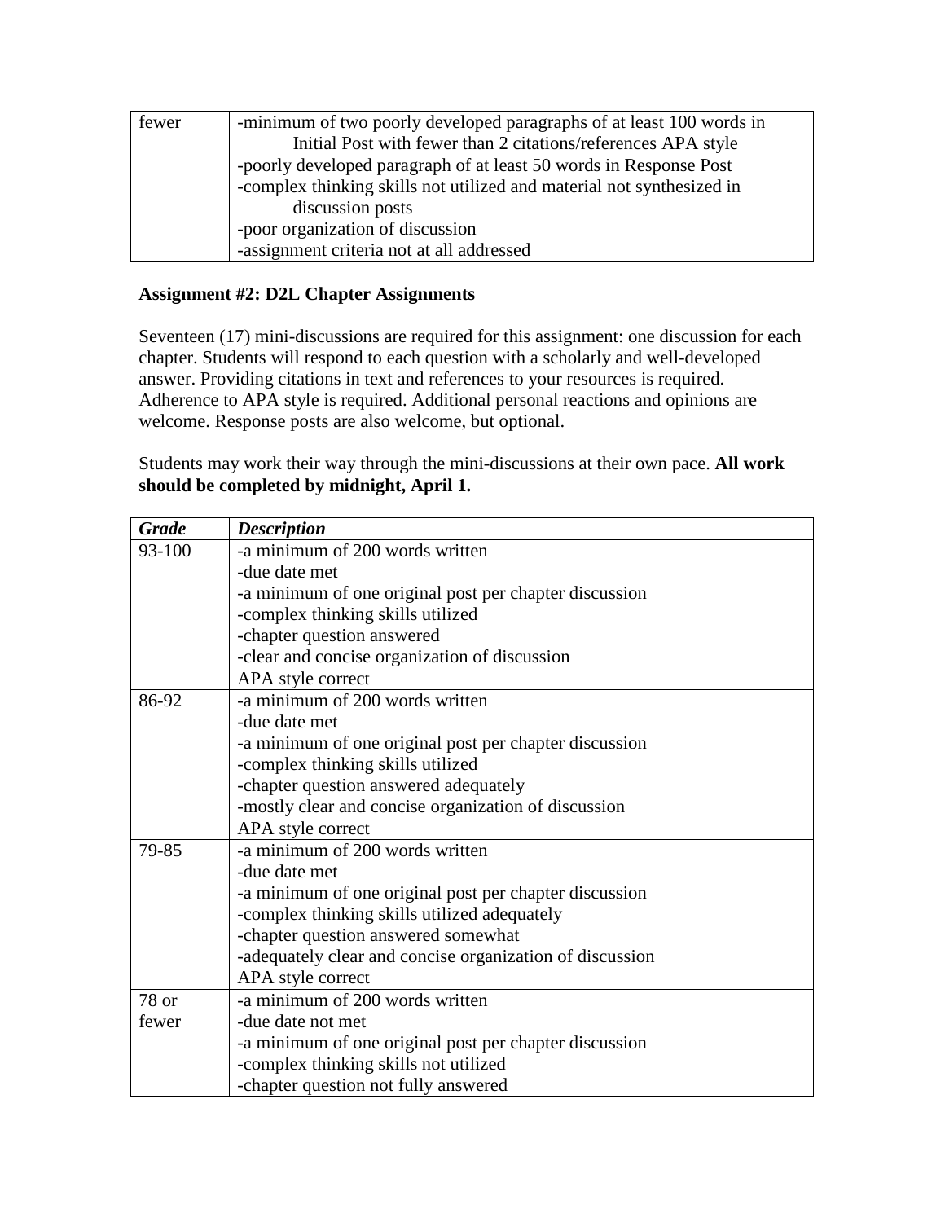| | |
|---|---|
| fewer | -minimum of two poorly developed paragraphs of at least 100 words in Initial Post with fewer than 2 citations/references APA style<br>-poorly developed paragraph of at least 50 words in Response Post<br>-complex thinking skills not utilized and material not synthesized in discussion posts<br>-poor organization of discussion<br>-assignment criteria not at all addressed |

**Assignment #2: D2L Chapter Assignments**

Seventeen (17) mini-discussions are required for this assignment: one discussion for each chapter. Students will respond to each question with a scholarly and well-developed answer. Providing citations in text and references to your resources is required. Adherence to APA style is required. Additional personal reactions and opinions are welcome. Response posts are also welcome, but optional.

Students may work their way through the mini-discussions at their own pace. **All work should be completed by midnight, April 1.**

| ***Grade*** | ***Description*** |
|---|---|
| 93-100 | -a minimum of 200 words written<br>-due date met<br>-a minimum of one original post per chapter discussion<br>-complex thinking skills utilized<br>-chapter question answered<br>-clear and concise organization of discussion<br>APA style correct |
| 86-92 | -a minimum of 200 words written<br>-due date met<br>-a minimum of one original post per chapter discussion<br>-complex thinking skills utilized<br>-chapter question answered adequately<br>-mostly clear and concise organization of discussion<br>APA style correct |
| 79-85 | -a minimum of 200 words written<br>-due date met<br>-a minimum of one original post per chapter discussion<br>-complex thinking skills utilized adequately<br>-chapter question answered somewhat<br>-adequately clear and concise organization of discussion<br>APA style correct |
| 78 or fewer | -a minimum of 200 words written<br>-due date not met<br>-a minimum of one original post per chapter discussion<br>-complex thinking skills not utilized<br>-chapter question not fully answered |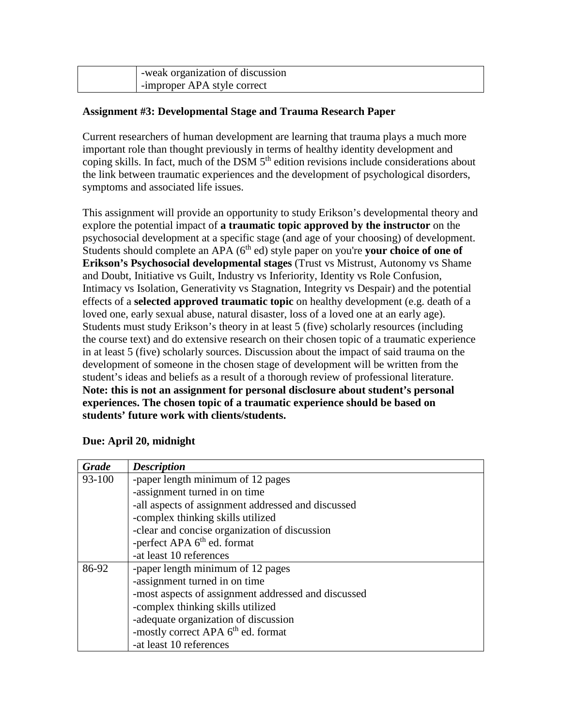| | |
|---|---|
| | -weak organization of discussion<br>-improper APA style correct |

**Assignment #3: Developmental Stage and Trauma Research Paper**

Current researchers of human development are learning that trauma plays a much more important role than thought previously in terms of healthy identity development and coping skills. In fact, much of the DSM 5th edition revisions include considerations about the link between traumatic experiences and the development of psychological disorders, symptoms and associated life issues.

This assignment will provide an opportunity to study Erikson's developmental theory and explore the potential impact of **a traumatic topic approved by the instructor** on the psychosocial development at a specific stage (and age of your choosing) of development. Students should complete an APA (6th ed) style paper on you're **your choice of one of Erikson's Psychosocial developmental stages** (Trust vs Mistrust, Autonomy vs Shame and Doubt, Initiative vs Guilt, Industry vs Inferiority, Identity vs Role Confusion, Intimacy vs Isolation, Generativity vs Stagnation, Integrity vs Despair) and the potential effects of a **selected approved traumatic topic** on healthy development (e.g. death of a loved one, early sexual abuse, natural disaster, loss of a loved one at an early age). Students must study Erikson's theory in at least 5 (five) scholarly resources (including the course text) and do extensive research on their chosen topic of a traumatic experience in at least 5 (five) scholarly sources. Discussion about the impact of said trauma on the development of someone in the chosen stage of development will be written from the student's ideas and beliefs as a result of a thorough review of professional literature. **Note: this is not an assignment for personal disclosure about student's personal experiences. The chosen topic of a traumatic experience should be based on students' future work with clients/students.**

**Due: April 20, midnight**

| ***Grade*** | ***Description*** |
|---|---|
| 93-100 | -paper length minimum of 12 pages<br>-assignment turned in on time<br>-all aspects of assignment addressed and discussed<br>-complex thinking skills utilized<br>-clear and concise organization of discussion<br>-perfect APA 6th ed. format<br>-at least 10 references |
| 86-92 | -paper length minimum of 12 pages<br>-assignment turned in on time<br>-most aspects of assignment addressed and discussed<br>-complex thinking skills utilized<br>-adequate organization of discussion<br>-mostly correct APA 6th ed. format<br>-at least 10 references |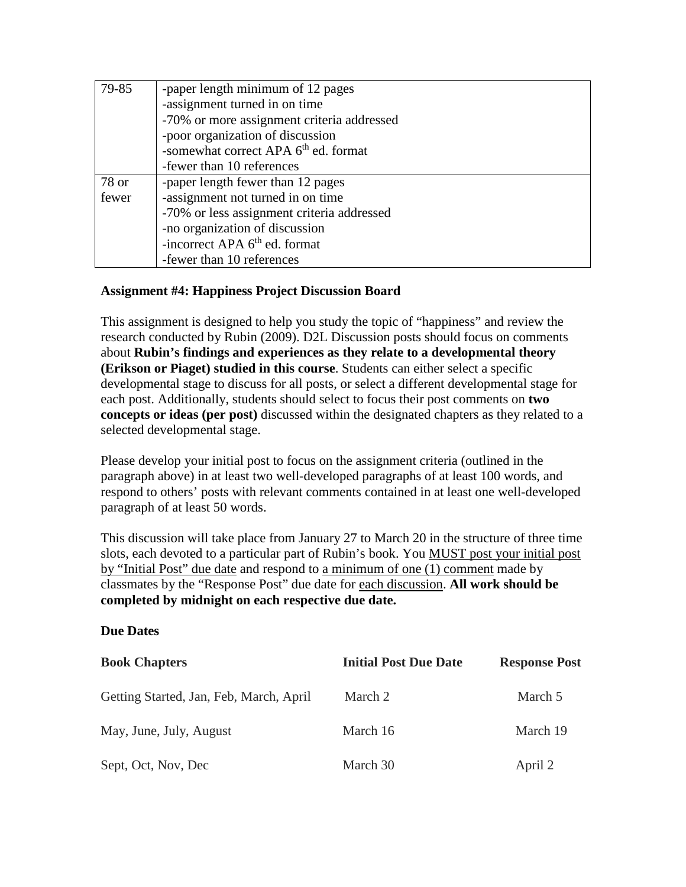| 79-85 | -paper length minimum of 12 pages<br>-assignment turned in on time<br>-70% or more assignment criteria addressed<br>-poor organization of discussion<br>-somewhat correct APA 6th ed. format<br>-fewer than 10 references |
|---|---|
| 78 or fewer | -paper length fewer than 12 pages<br>-assignment not turned in on time<br>-70% or less assignment criteria addressed<br>-no organization of discussion<br>-incorrect APA 6th ed. format<br>-fewer than 10 references |

**Assignment #4: Happiness Project Discussion Board**

This assignment is designed to help you study the topic of "happiness" and review the research conducted by Rubin (2009). D2L Discussion posts should focus on comments about **Rubin's findings and experiences as they relate to a developmental theory (Erikson or Piaget) studied in this course**. Students can either select a specific developmental stage to discuss for all posts, or select a different developmental stage for each post. Additionally, students should select to focus their post comments on **two concepts or ideas (per post)** discussed within the designated chapters as they related to a selected developmental stage.

Please develop your initial post to focus on the assignment criteria (outlined in the paragraph above) in at least two well-developed paragraphs of at least 100 words, and respond to others' posts with relevant comments contained in at least one well-developed paragraph of at least 50 words.

This discussion will take place from January 27 to March 20 in the structure of three time slots, each devoted to a particular part of Rubin's book. You MUST post your initial post by "Initial Post" due date and respond to a minimum of one (1) comment made by classmates by the "Response Post" due date for each discussion. **All work should be completed by midnight on each respective due date.**

**Due Dates**

| **Book Chapters** | **Initial Post Due Date** | **Response Post** |
|---|---|---|
| Getting Started, Jan, Feb, March, April | March 2 | March 5 |
| May, June, July, August | March 16 | March 19 |
| Sept, Oct, Nov, Dec | March 30 | April 2 |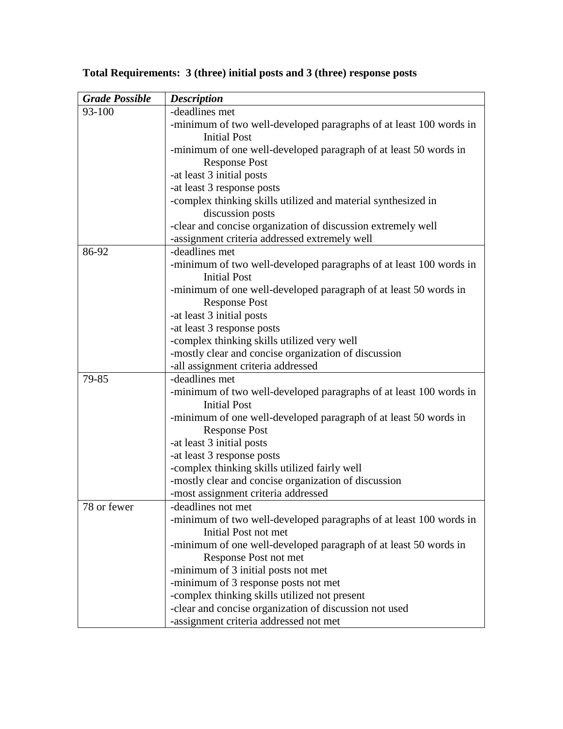**Total Requirements: 3 (three) initial posts and 3 (three) response posts**

| ***Grade Possible*** | ***Description*** |
| --- | --- |
| 93-100 | -deadlines met<br>-minimum of two well-developed paragraphs of at least 100 words in Initial Post<br>-minimum of one well-developed paragraph of at least 50 words in Response Post<br>-at least 3 initial posts<br>-at least 3 response posts<br>-complex thinking skills utilized and material synthesized in discussion posts<br>-clear and concise organization of discussion extremely well<br>-assignment criteria addressed extremely well |
| 86-92 | -deadlines met<br>-minimum of two well-developed paragraphs of at least 100 words in Initial Post<br>-minimum of one well-developed paragraph of at least 50 words in Response Post<br>-at least 3 initial posts<br>-at least 3 response posts<br>-complex thinking skills utilized very well<br>-mostly clear and concise organization of discussion<br>-all assignment criteria addressed |
| 79-85 | -deadlines met<br>-minimum of two well-developed paragraphs of at least 100 words in Initial Post<br>-minimum of one well-developed paragraph of at least 50 words in Response Post<br>-at least 3 initial posts<br>-at least 3 response posts<br>-complex thinking skills utilized fairly well<br>-mostly clear and concise organization of discussion<br>-most assignment criteria addressed |
| 78 or fewer | -deadlines not met<br>-minimum of two well-developed paragraphs of at least 100 words in Initial Post not met<br>-minimum of one well-developed paragraph of at least 50 words in Response Post not met<br>-minimum of 3 initial posts not met<br>-minimum of 3 response posts not met<br>-complex thinking skills utilized not present<br>-clear and concise organization of discussion not used<br>-assignment criteria addressed not met |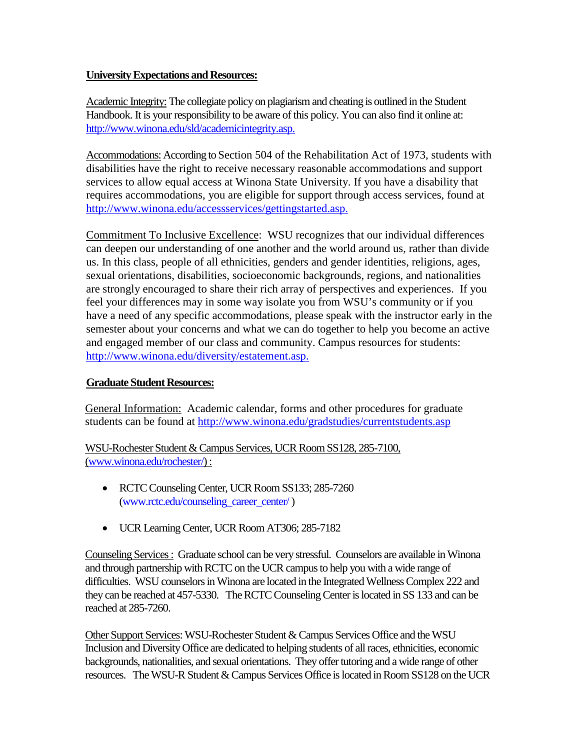**University Expectations and Resources:**

Academic Integrity: The collegiate policy on plagiarism and cheating is outlined in the Student Handbook. It is your responsibility to be aware of this policy. You can also find it online at: http://www.winona.edu/sld/academicintegrity.asp.

Accommodations: According to Section 504 of the Rehabilitation Act of 1973, students with disabilities have the right to receive necessary reasonable accommodations and support services to allow equal access at Winona State University. If you have a disability that requires accommodations, you are eligible for support through access services, found at http://www.winona.edu/accessservices/gettingstarted.asp.

Commitment To Inclusive Excellence: WSU recognizes that our individual differences can deepen our understanding of one another and the world around us, rather than divide us. In this class, people of all ethnicities, genders and gender identities, religions, ages, sexual orientations, disabilities, socioeconomic backgrounds, regions, and nationalities are strongly encouraged to share their rich array of perspectives and experiences. If you feel your differences may in some way isolate you from WSU's community or if you have a need of any specific accommodations, please speak with the instructor early in the semester about your concerns and what we can do together to help you become an active and engaged member of our class and community. Campus resources for students: http://www.winona.edu/diversity/estatement.asp.

**Graduate Student Resources:**

General Information: Academic calendar, forms and other procedures for graduate students can be found at http://www.winona.edu/gradstudies/currentstudents.asp

WSU-Rochester Student & Campus Services, UCR Room SS128, 285-7100, (www.winona.edu/rochester/) :

- RCTC Counseling Center, UCR Room SS133; 285-7260 (www.rctc.edu/counseling_career_center/ )
- UCR Learning Center, UCR Room AT306; 285-7182

Counseling Services : Graduate school can be very stressful. Counselors are available in Winona and through partnership with RCTC on the UCR campus to help you with a wide range of difficulties. WSU counselors in Winona are located in the Integrated Wellness Complex 222 and they can be reached at 457-5330. The RCTC Counseling Center is located in SS 133 and can be reached at 285-7260.

Other Support Services: WSU-Rochester Student & Campus Services Office and the WSU Inclusion and Diversity Office are dedicated to helping students of all races, ethnicities, economic backgrounds, nationalities, and sexual orientations. They offer tutoring and a wide range of other resources. The WSU-R Student & Campus Services Office is located in Room SS128 on the UCR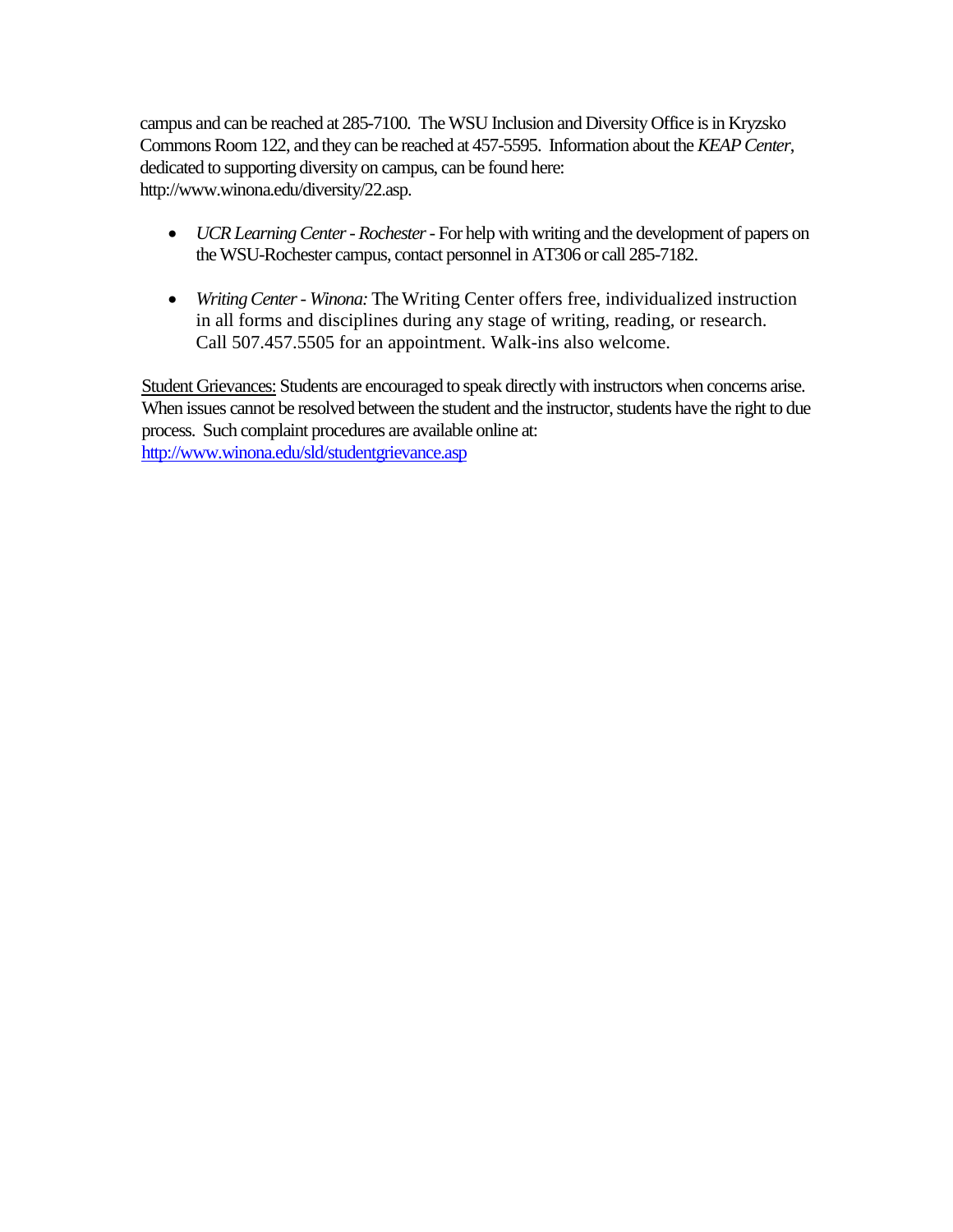campus and can be reached at 285-7100. The WSU Inclusion and Diversity Office is in Kryzsko Commons Room 122, and they can be reached at 457-5595. Information about the *KEAP Center*, dedicated to supporting diversity on campus, can be found here: http://www.winona.edu/diversity/22.asp.

- *UCR Learning Center - Rochester* - For help with writing and the development of papers on the WSU-Rochester campus, contact personnel in AT306 or call 285-7182.

- *Writing Center - Winona:* The Writing Center offers free, individualized instruction in all forms and disciplines during any stage of writing, reading, or research. Call 507.457.5505 for an appointment. Walk-ins also welcome.

Student Grievances: Students are encouraged to speak directly with instructors when concerns arise. When issues cannot be resolved between the student and the instructor, students have the right to due process. Such complaint procedures are available online at: http://www.winona.edu/sld/studentgrievance.asp